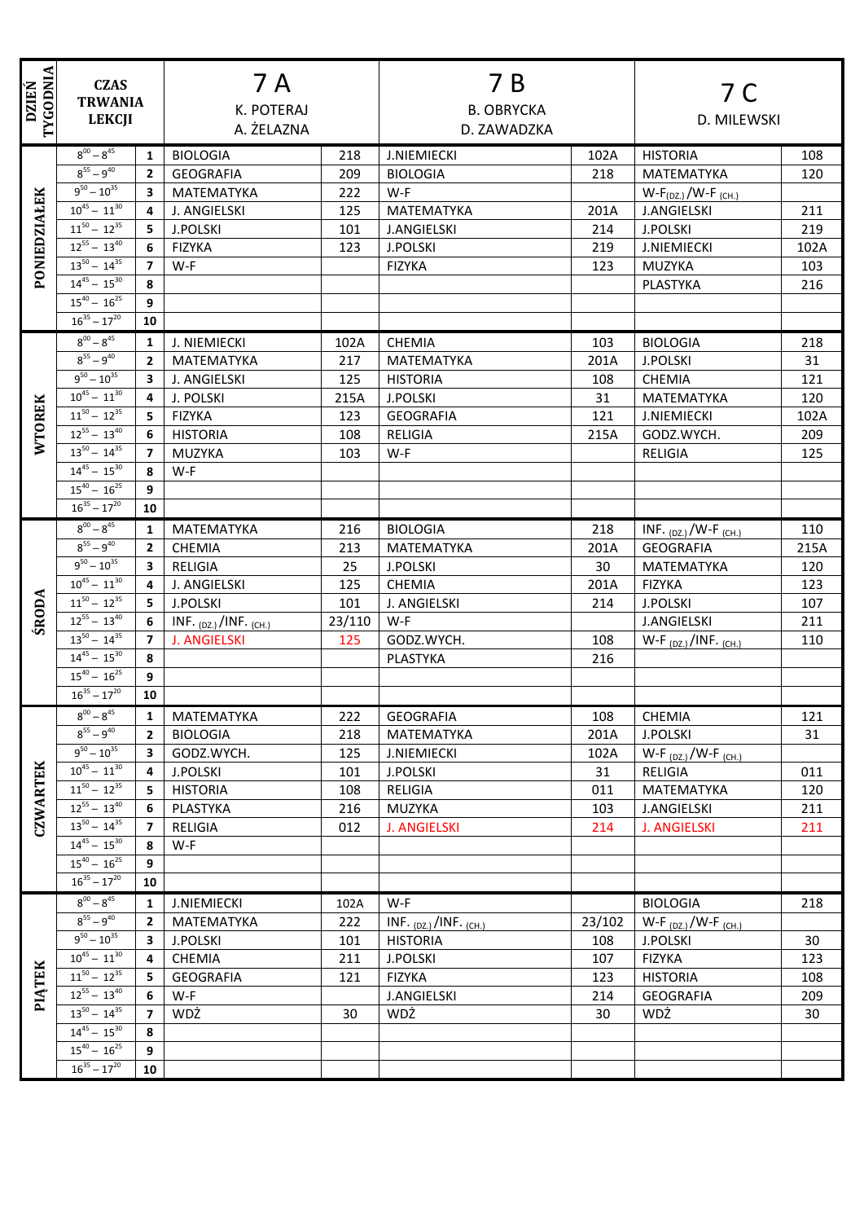| DZIEŃ TYGODNIA | CZAS TRWANIA LEKCJI | | 7 A<br>K. POTERAJ<br>A. ŻELAZNA | | 7 B<br>B. OBRYCKA<br>D. ZAWADZKA | | 7 C<br>D. MILEWSKI | |
|---|---|---|---|---|---|---|---|---|
| PONIEDZIAŁEK | $8^{00} – 8^{45}$ | 1 | BIOLOGIA | 218 | J.NIEMIECKI | 102A | HISTORIA | 108 |
| | $8^{55} – 9^{40}$ | 2 | GEOGRAFIA | 209 | BIOLOGIA | 218 | MATEMATYKA | 120 |
| | $9^{50} – 10^{35}$ | 3 | MATEMATYKA | 222 | W-F | | W-F$_{(DZ.)}$/W-F $_{(CH.)}$ | |
| | $10^{45} – 11^{30}$ | 4 | J. ANGIELSKI | 125 | MATEMATYKA | 201A | J.ANGIELSKI | 211 |
| | $11^{50} – 12^{35}$ | 5 | J.POLSKI | 101 | J.ANGIELSKI | 214 | J.POLSKI | 219 |
| | $12^{55} – 13^{40}$ | 6 | FIZYKA | 123 | J.POLSKI | 219 | J.NIEMIECKI | 102A |
| | $13^{50} – 14^{35}$ | 7 | W-F | | FIZYKA | 123 | MUZYKA | 103 |
| | $14^{45} – 15^{30}$ | 8 | | | | | PLASTYKA | 216 |
| | $15^{40} – 16^{25}$ | 9 | | | | | | |
| | $16^{35} – 17^{20}$ | 10 | | | | | | |
| WTOREK | $8^{00} – 8^{45}$ | 1 | J. NIEMIECKI | 102A | CHEMIA | 103 | BIOLOGIA | 218 |
| | $8^{55} – 9^{40}$ | 2 | MATEMATYKA | 217 | MATEMATYKA | 201A | J.POLSKI | 31 |
| | $9^{50} – 10^{35}$ | 3 | J. ANGIELSKI | 125 | HISTORIA | 108 | CHEMIA | 121 |
| | $10^{45} – 11^{30}$ | 4 | J. POLSKI | 215A | J.POLSKI | 31 | MATEMATYKA | 120 |
| | $11^{50} – 12^{35}$ | 5 | FIZYKA | 123 | GEOGRAFIA | 121 | J.NIEMIECKI | 102A |
| | $12^{55} – 13^{40}$ | 6 | HISTORIA | 108 | RELIGIA | 215A | GODZ.WYCH. | 209 |
| | $13^{50} – 14^{35}$ | 7 | MUZYKA | 103 | W-F | | RELIGIA | 125 |
| | $14^{45} – 15^{30}$ | 8 | W-F | | | | | |
| | $15^{40} – 16^{25}$ | 9 | | | | | | |
| | $16^{35} – 17^{20}$ | 10 | | | | | | |
| ŚRODA | $8^{00} – 8^{45}$ | 1 | MATEMATYKA | 216 | BIOLOGIA | 218 | INF. $_{(DZ.)}$/W-F $_{(CH.)}$ | 110 |
| | $8^{55} – 9^{40}$ | 2 | CHEMIA | 213 | MATEMATYKA | 201A | GEOGRAFIA | 215A |
| | $9^{50} – 10^{35}$ | 3 | RELIGIA | 25 | J.POLSKI | 30 | MATEMATYKA | 120 |
| | $10^{45} – 11^{30}$ | 4 | J. ANGIELSKI | 125 | CHEMIA | 201A | FIZYKA | 123 |
| | $11^{50} – 12^{35}$ | 5 | J.POLSKI | 101 | J. ANGIELSKI | 214 | J.POLSKI | 107 |
| | $12^{55} – 13^{40}$ | 6 | INF. $_{(DZ.)}$/INF. $_{(CH.)}$ | 23/110 | W-F | | J.ANGIELSKI | 211 |
| | $13^{50} – 14^{35}$ | 7 | J. ANGIELSKI | 125 | GODZ.WYCH. | 108 | W-F $_{(DZ.)}$/INF. $_{(CH.)}$ | 110 |
| | $14^{45} – 15^{30}$ | 8 | | | PLASTYKA | 216 | | |
| | $15^{40} – 16^{25}$ | 9 | | | | | | |
| | $16^{35} – 17^{20}$ | 10 | | | | | | |
| CZWARTEK | $8^{00} – 8^{45}$ | 1 | MATEMATYKA | 222 | GEOGRAFIA | 108 | CHEMIA | 121 |
| | $8^{55} – 9^{40}$ | 2 | BIOLOGIA | 218 | MATEMATYKA | 201A | J.POLSKI | 31 |
| | $9^{50} – 10^{35}$ | 3 | GODZ.WYCH. | 125 | J.NIEMIECKI | 102A | W-F $_{(DZ.)}$/W-F $_{(CH.)}$ | |
| | $10^{45} – 11^{30}$ | 4 | J.POLSKI | 101 | J.POLSKI | 31 | RELIGIA | 011 |
| | $11^{50} – 12^{35}$ | 5 | HISTORIA | 108 | RELIGIA | 011 | MATEMATYKA | 120 |
| | $12^{55} – 13^{40}$ | 6 | PLASTYKA | 216 | MUZYKA | 103 | J.ANGIELSKI | 211 |
| | $13^{50} – 14^{35}$ | 7 | RELIGIA | 012 | J. ANGIELSKI | 214 | J. ANGIELSKI | 211 |
| | $14^{45} – 15^{30}$ | 8 | W-F | | | | | |
| | $15^{40} – 16^{25}$ | 9 | | | | | | |
| | $16^{35} – 17^{20}$ | 10 | | | | | | |
| PIĄTEK | $8^{00} – 8^{45}$ | 1 | J.NIEMIECKI | 102A | W-F | | BIOLOGIA | 218 |
| | $8^{55} – 9^{40}$ | 2 | MATEMATYKA | 222 | INF. $_{(DZ.)}$/INF. $_{(CH.)}$ | 23/102 | W-F $_{(DZ.)}$/W-F $_{(CH.)}$ | |
| | $9^{50} – 10^{35}$ | 3 | J.POLSKI | 101 | HISTORIA | 108 | J.POLSKI | 30 |
| | $10^{45} – 11^{30}$ | 4 | CHEMIA | 211 | J.POLSKI | 107 | FIZYKA | 123 |
| | $11^{50} – 12^{35}$ | 5 | GEOGRAFIA | 121 | FIZYKA | 123 | HISTORIA | 108 |
| | $12^{55} – 13^{40}$ | 6 | W-F | | J.ANGIELSKI | 214 | GEOGRAFIA | 209 |
| | $13^{50} – 14^{35}$ | 7 | WDŻ | 30 | WDŻ | 30 | WDŻ | 30 |
| | $14^{45} – 15^{30}$ | 8 | | | | | | |
| | $15^{40} – 16^{25}$ | 9 | | | | | | |
| | $16^{35} – 17^{20}$ | 10 | | | | | | |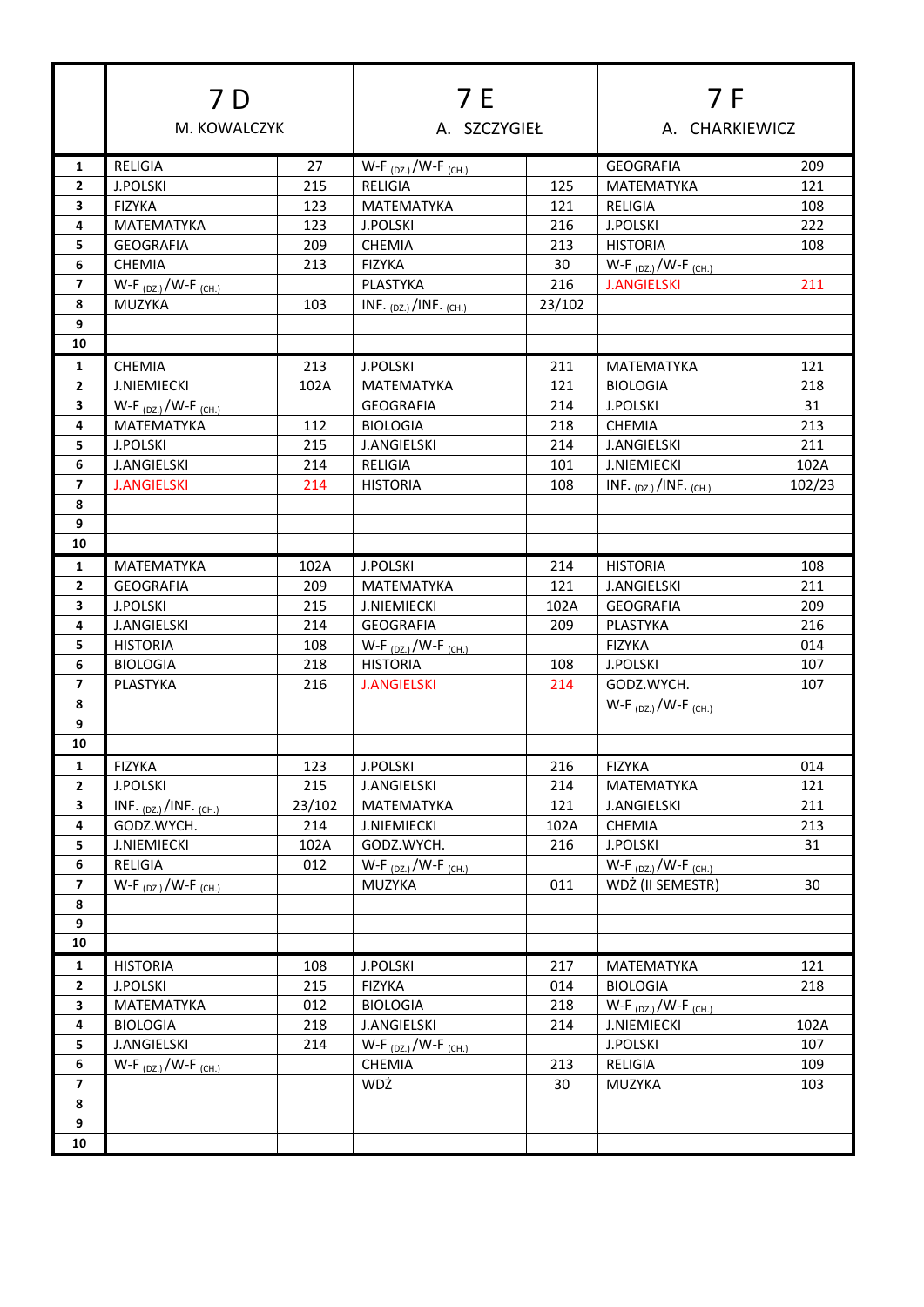| | 7 D<br>M. KOWALCZYK | | 7 E<br>A. SZCZYGIEŁ | | 7 F<br>A. CHARKIEWICZ | |
|---|---|---|---|---|---|---|
| 1 | RELIGIA | 27 | W-F $_{(DZ.)}$/W-F $_{(CH.)}$ | | GEOGRAFIA | 209 |
| 2 | J.POLSKI | 215 | RELIGIA | 125 | MATEMATYKA | 121 |
| 3 | FIZYKA | 123 | MATEMATYKA | 121 | RELIGIA | 108 |
| 4 | MATEMATYKA | 123 | J.POLSKI | 216 | J.POLSKI | 222 |
| 5 | GEOGRAFIA | 209 | CHEMIA | 213 | HISTORIA | 108 |
| 6 | CHEMIA | 213 | FIZYKA | 30 | W-F $_{(DZ.)}$/W-F $_{(CH.)}$ | |
| 7 | W-F $_{(DZ.)}$/W-F $_{(CH.)}$ | | PLASTYKA | 216 | J.ANGIELSKI | 211 |
| 8 | MUZYKA | 103 | INF. $_{(DZ.)}$/INF. $_{(CH.)}$ | 23/102 | | |
| 9 | | | | | | |
| 10 | | | | | | |
| 1 | CHEMIA | 213 | J.POLSKI | 211 | MATEMATYKA | 121 |
| 2 | J.NIEMIECKI | 102A | MATEMATYKA | 121 | BIOLOGIA | 218 |
| 3 | W-F $_{(DZ.)}$/W-F $_{(CH.)}$ | | GEOGRAFIA | 214 | J.POLSKI | 31 |
| 4 | MATEMATYKA | 112 | BIOLOGIA | 218 | CHEMIA | 213 |
| 5 | J.POLSKI | 215 | J.ANGIELSKI | 214 | J.ANGIELSKI | 211 |
| 6 | J.ANGIELSKI | 214 | RELIGIA | 101 | J.NIEMIECKI | 102A |
| 7 | J.ANGIELSKI | 214 | HISTORIA | 108 | INF. $_{(DZ.)}$/INF. $_{(CH.)}$ | 102/23 |
| 8 | | | | | | |
| 9 | | | | | | |
| 10 | | | | | | |
| 1 | MATEMATYKA | 102A | J.POLSKI | 214 | HISTORIA | 108 |
| 2 | GEOGRAFIA | 209 | MATEMATYKA | 121 | J.ANGIELSKI | 211 |
| 3 | J.POLSKI | 215 | J.NIEMIECKI | 102A | GEOGRAFIA | 209 |
| 4 | J.ANGIELSKI | 214 | GEOGRAFIA | 209 | PLASTYKA | 216 |
| 5 | HISTORIA | 108 | W-F $_{(DZ.)}$/W-F $_{(CH.)}$ | | FIZYKA | 014 |
| 6 | BIOLOGIA | 218 | HISTORIA | 108 | J.POLSKI | 107 |
| 7 | PLASTYKA | 216 | J.ANGIELSKI | 214 | GODZ.WYCH. | 107 |
| 8 | | | | | W-F $_{(DZ.)}$/W-F $_{(CH.)}$ | |
| 9 | | | | | | |
| 10 | | | | | | |
| 1 | FIZYKA | 123 | J.POLSKI | 216 | FIZYKA | 014 |
| 2 | J.POLSKI | 215 | J.ANGIELSKI | 214 | MATEMATYKA | 121 |
| 3 | INF. $_{(DZ.)}$/INF. $_{(CH.)}$ | 23/102 | MATEMATYKA | 121 | J.ANGIELSKI | 211 |
| 4 | GODZ.WYCH. | 214 | J.NIEMIECKI | 102A | CHEMIA | 213 |
| 5 | J.NIEMIECKI | 102A | GODZ.WYCH. | 216 | J.POLSKI | 31 |
| 6 | RELIGIA | 012 | W-F $_{(DZ.)}$/W-F $_{(CH.)}$ | | W-F $_{(DZ.)}$/W-F $_{(CH.)}$ | |
| 7 | W-F $_{(DZ.)}$/W-F $_{(CH.)}$ | | MUZYKA | 011 | WDŻ (II SEMESTR) | 30 |
| 8 | | | | | | |
| 9 | | | | | | |
| 10 | | | | | | |
| 1 | HISTORIA | 108 | J.POLSKI | 217 | MATEMATYKA | 121 |
| 2 | J.POLSKI | 215 | FIZYKA | 014 | BIOLOGIA | 218 |
| 3 | MATEMATYKA | 012 | BIOLOGIA | 218 | W-F $_{(DZ.)}$/W-F $_{(CH.)}$ | |
| 4 | BIOLOGIA | 218 | J.ANGIELSKI | 214 | J.NIEMIECKI | 102A |
| 5 | J.ANGIELSKI | 214 | W-F $_{(DZ.)}$/W-F $_{(CH.)}$ | | J.POLSKI | 107 |
| 6 | W-F $_{(DZ.)}$/W-F $_{(CH.)}$ | | CHEMIA | 213 | RELIGIA | 109 |
| 7 | | | WDŻ | 30 | MUZYKA | 103 |
| 8 | | | | | | |
| 9 | | | | | | |
| 10 | | | | | | |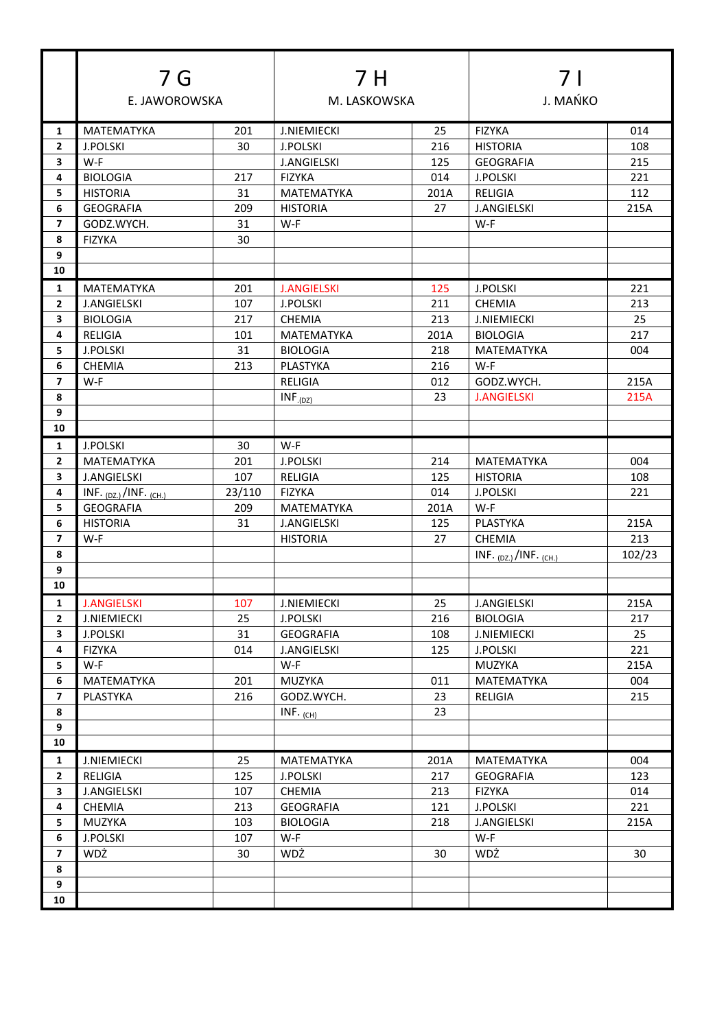| | 7 G<br>E. JAWOROWSKA | | 7 H<br>M. LASKOWSKA | | 7 I<br>J. MAŃKO | |
|---|---|---|---|---|---|---|
| **1** | MATEMATYKA | 201 | J.NIEMIECKI | 25 | FIZYKA | 014 |
| **2** | J.POLSKI | 30 | J.POLSKI | 216 | HISTORIA | 108 |
| **3** | W-F | | J.ANGIELSKI | 125 | GEOGRAFIA | 215 |
| **4** | BIOLOGIA | 217 | FIZYKA | 014 | J.POLSKI | 221 |
| **5** | HISTORIA | 31 | MATEMATYKA | 201A | RELIGIA | 112 |
| **6** | GEOGRAFIA | 209 | HISTORIA | 27 | J.ANGIELSKI | 215A |
| **7** | GODZ.WYCH. | 31 | W-F | | W-F | |
| **8** | FIZYKA | 30 | | | | |
| **9** | | | | | | |
| **10** | | | | | | |
| **1** | MATEMATYKA | 201 | J.ANGIELSKI | 125 | J.POLSKI | 221 |
| **2** | J.ANGIELSKI | 107 | J.POLSKI | 211 | CHEMIA | 213 |
| **3** | BIOLOGIA | 217 | CHEMIA | 213 | J.NIEMIECKI | 25 |
| **4** | RELIGIA | 101 | MATEMATYKA | 201A | BIOLOGIA | 217 |
| **5** | J.POLSKI | 31 | BIOLOGIA | 218 | MATEMATYKA | 004 |
| **6** | CHEMIA | 213 | PLASTYKA | 216 | W-F | |
| **7** | W-F | | RELIGIA | 012 | GODZ.WYCH. | 215A |
| **8** | | | $INF._{(DZ)}$ | 23 | J.ANGIELSKI | 215A |
| **9** | | | | | | |
| **10** | | | | | | |
| **1** | J.POLSKI | 30 | W-F | | | |
| **2** | MATEMATYKA | 201 | J.POLSKI | 214 | MATEMATYKA | 004 |
| **3** | J.ANGIELSKI | 107 | RELIGIA | 125 | HISTORIA | 108 |
| **4** | $INF._{(DZ.)}$/$INF._{(CH.)}$ | 23/110 | FIZYKA | 014 | J.POLSKI | 221 |
| **5** | GEOGRAFIA | 209 | MATEMATYKA | 201A | W-F | |
| **6** | HISTORIA | 31 | J.ANGIELSKI | 125 | PLASTYKA | 215A |
| **7** | W-F | | HISTORIA | 27 | CHEMIA | 213 |
| **8** | | | | | $INF._{(DZ.)}$/$INF._{(CH.)}$ | 102/23 |
| **9** | | | | | | |
| **10** | | | | | | |
| **1** | J.ANGIELSKI | 107 | J.NIEMIECKI | 25 | J.ANGIELSKI | 215A |
| **2** | J.NIEMIECKI | 25 | J.POLSKI | 216 | BIOLOGIA | 217 |
| **3** | J.POLSKI | 31 | GEOGRAFIA | 108 | J.NIEMIECKI | 25 |
| **4** | FIZYKA | 014 | J.ANGIELSKI | 125 | J.POLSKI | 221 |
| **5** | W-F | | W-F | | MUZYKA | 215A |
| **6** | MATEMATYKA | 201 | MUZYKA | 011 | MATEMATYKA | 004 |
| **7** | PLASTYKA | 216 | GODZ.WYCH. | 23 | RELIGIA | 215 |
| **8** | | | $INF._{(CH)}$ | 23 | | |
| **9** | | | | | | |
| **10** | | | | | | |
| **1** | J.NIEMIECKI | 25 | MATEMATYKA | 201A | MATEMATYKA | 004 |
| **2** | RELIGIA | 125 | J.POLSKI | 217 | GEOGRAFIA | 123 |
| **3** | J.ANGIELSKI | 107 | CHEMIA | 213 | FIZYKA | 014 |
| **4** | CHEMIA | 213 | GEOGRAFIA | 121 | J.POLSKI | 221 |
| **5** | MUZYKA | 103 | BIOLOGIA | 218 | J.ANGIELSKI | 215A |
| **6** | J.POLSKI | 107 | W-F | | W-F | |
| **7** | WDŻ | 30 | WDŻ | 30 | WDŻ | 30 |
| **8** | | | | | | |
| **9** | | | | | | |
| **10** | | | | | | |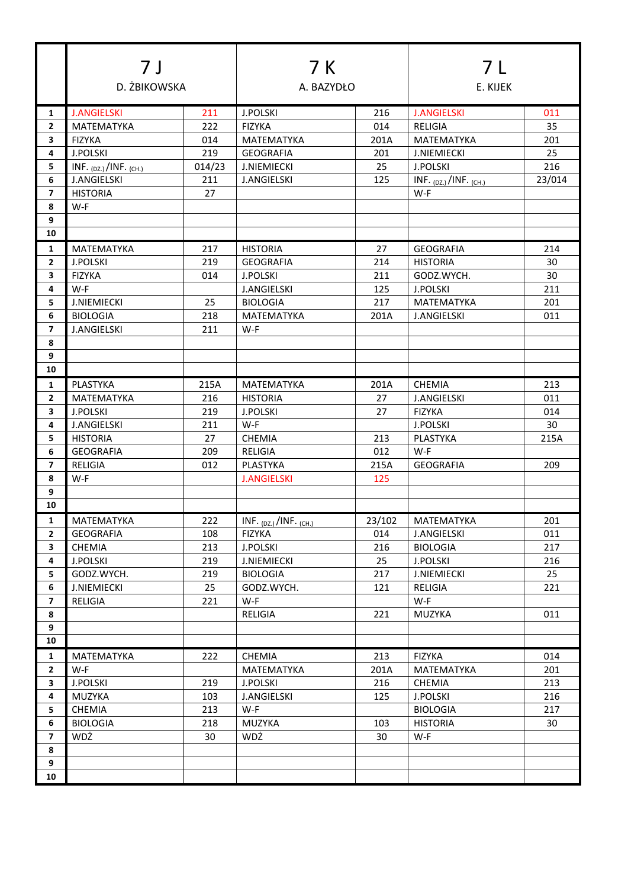| | 7 J<br>D. ŻBIKOWSKA | | 7 K<br>A. BAZYDŁO | | 7 L<br>E. KIJEK | |
|---|---|---|---|---|---|---|
| 1 | J.ANGIELSKI | 211 | J.POLSKI | 216 | J.ANGIELSKI | 011 |
| 2 | MATEMATYKA | 222 | FIZYKA | 014 | RELIGIA | 35 |
| 3 | FIZYKA | 014 | MATEMATYKA | 201A | MATEMATYKA | 201 |
| 4 | J.POLSKI | 219 | GEOGRAFIA | 201 | J.NIEMIECKI | 25 |
| 5 | INF. (DZ.) /INF. (CH.) | 014/23 | J.NIEMIECKI | 25 | J.POLSKI | 216 |
| 6 | J.ANGIELSKI | 211 | J.ANGIELSKI | 125 | INF. (DZ.) /INF. (CH.) | 23/014 |
| 7 | HISTORIA | 27 | | | W-F | |
| 8 | W-F | | | | | |
| 9 | | | | | | |
| 10 | | | | | | |
| 1 | MATEMATYKA | 217 | HISTORIA | 27 | GEOGRAFIA | 214 |
| 2 | J.POLSKI | 219 | GEOGRAFIA | 214 | HISTORIA | 30 |
| 3 | FIZYKA | 014 | J.POLSKI | 211 | GODZ.WYCH. | 30 |
| 4 | W-F | | J.ANGIELSKI | 125 | J.POLSKI | 211 |
| 5 | J.NIEMIECKI | 25 | BIOLOGIA | 217 | MATEMATYKA | 201 |
| 6 | BIOLOGIA | 218 | MATEMATYKA | 201A | J.ANGIELSKI | 011 |
| 7 | J.ANGIELSKI | 211 | W-F | | | |
| 8 | | | | | | |
| 9 | | | | | | |
| 10 | | | | | | |
| 1 | PLASTYKA | 215A | MATEMATYKA | 201A | CHEMIA | 213 |
| 2 | MATEMATYKA | 216 | HISTORIA | 27 | J.ANGIELSKI | 011 |
| 3 | J.POLSKI | 219 | J.POLSKI | 27 | FIZYKA | 014 |
| 4 | J.ANGIELSKI | 211 | W-F | | J.POLSKI | 30 |
| 5 | HISTORIA | 27 | CHEMIA | 213 | PLASTYKA | 215A |
| 6 | GEOGRAFIA | 209 | RELIGIA | 012 | W-F | |
| 7 | RELIGIA | 012 | PLASTYKA | 215A | GEOGRAFIA | 209 |
| 8 | W-F | | J.ANGIELSKI | 125 | | |
| 9 | | | | | | |
| 10 | | | | | | |
| 1 | MATEMATYKA | 222 | INF. (DZ.) /INF. (CH.) | 23/102 | MATEMATYKA | 201 |
| 2 | GEOGRAFIA | 108 | FIZYKA | 014 | J.ANGIELSKI | 011 |
| 3 | CHEMIA | 213 | J.POLSKI | 216 | BIOLOGIA | 217 |
| 4 | J.POLSKI | 219 | J.NIEMIECKI | 25 | J.POLSKI | 216 |
| 5 | GODZ.WYCH. | 219 | BIOLOGIA | 217 | J.NIEMIECKI | 25 |
| 6 | J.NIEMIECKI | 25 | GODZ.WYCH. | 121 | RELIGIA | 221 |
| 7 | RELIGIA | 221 | W-F | | W-F | |
| 8 | | | RELIGIA | 221 | MUZYKA | 011 |
| 9 | | | | | | |
| 10 | | | | | | |
| 1 | MATEMATYKA | 222 | CHEMIA | 213 | FIZYKA | 014 |
| 2 | W-F | | MATEMATYKA | 201A | MATEMATYKA | 201 |
| 3 | J.POLSKI | 219 | J.POLSKI | 216 | CHEMIA | 213 |
| 4 | MUZYKA | 103 | J.ANGIELSKI | 125 | J.POLSKI | 216 |
| 5 | CHEMIA | 213 | W-F | | BIOLOGIA | 217 |
| 6 | BIOLOGIA | 218 | MUZYKA | 103 | HISTORIA | 30 |
| 7 | WDŻ | 30 | WDŻ | 30 | W-F | |
| 8 | | | | | | |
| 9 | | | | | | |
| 10 | | | | | | |